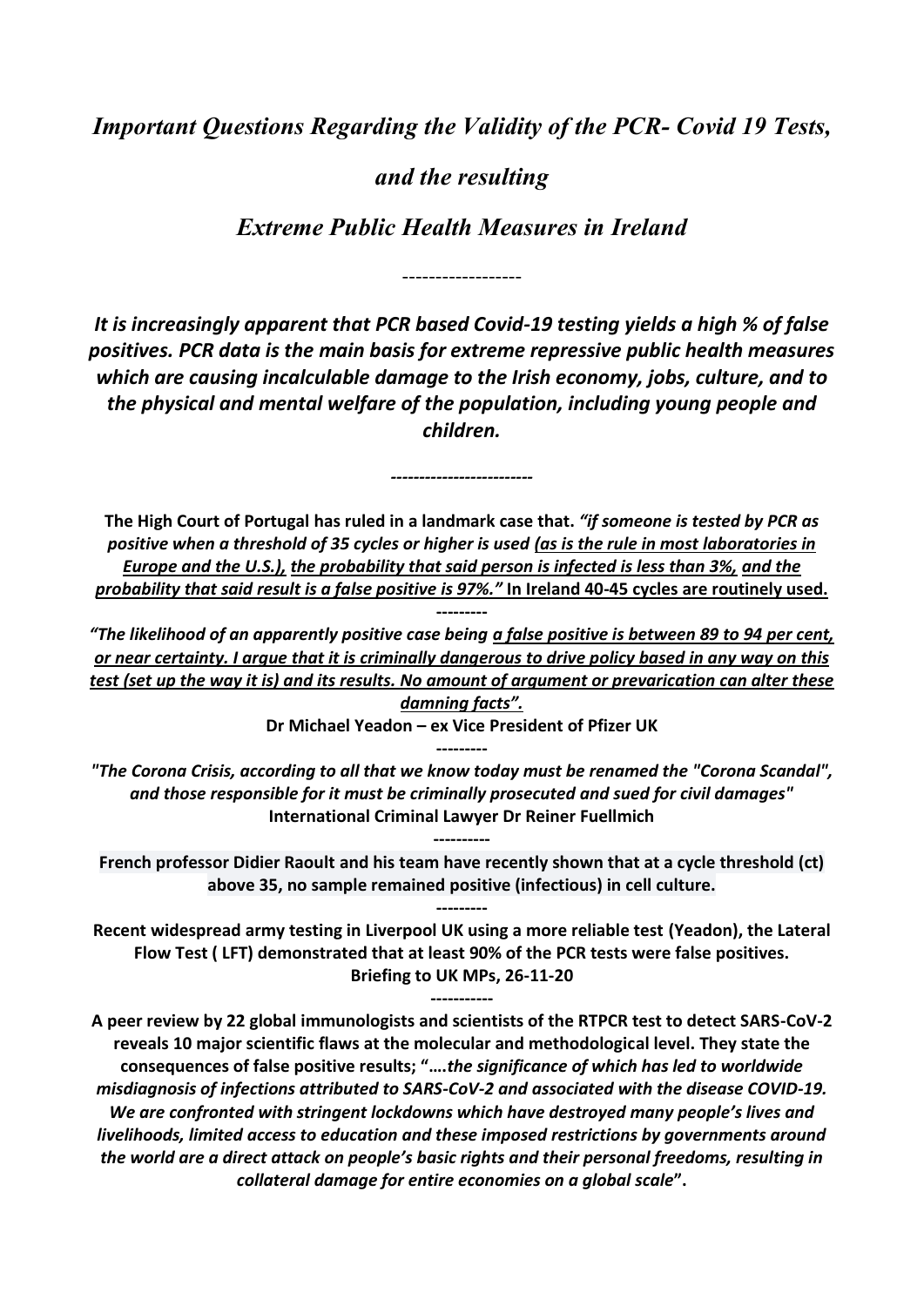# *Important Questions Regarding the Validity of the PCR- Covid 19 Tests,*

## *and the resulting*

## *Extreme Public Health Measures in Ireland*

------------------

***It is increasingly apparent that PCR based Covid-19 testing yields a high % of false positives. PCR data is the main basis for extreme repressive public health measures which are causing incalculable damage to the Irish economy, jobs, culture, and to the physical and mental welfare of the population, including young people and children.***

------------------------

**The High Court of Portugal has ruled in a landmark case that. *"if someone is tested by PCR as positive when a threshold of 35 cycles or higher is used <u>(as is the rule in most laboratories in Europe and the U.S.),</u> <u>the probability that said person is infected is less than 3%,</u> <u>and the probability that said result is a false positive is 97%."</u>* In Ireland 40-45 cycles are routinely used.**

---------

***"The likelihood of an apparently positive case being <u>a false positive is between 89 to 94 per cent, or near certainty. I argue that it is criminally dangerous to drive policy based in any way on this test (set up the way it is) and its results. No amount of argument or prevarication can alter these damning facts".</u>***

**Dr Michael Yeadon – ex Vice President of Pfizer UK**

---------

***"The Corona Crisis, according to all that we know today must be renamed the "Corona Scandal", and those responsible for it must be criminally prosecuted and sued for civil damages"***
**International Criminal Lawyer Dr Reiner Fuellmich**

----------

**French professor Didier Raoult and his team have recently shown that at a cycle threshold (ct) above 35, no sample remained positive (infectious) in cell culture.**

---------

**Recent widespread army testing in Liverpool UK using a more reliable test (Yeadon), the Lateral Flow Test ( LFT) demonstrated that at least 90% of the PCR tests were false positives.**
**Briefing to UK MPs, 26-11-20**

-----------

**A peer review by 22 global immunologists and scientists of the RTPCR test to detect SARS-CoV-2 reveals 10 major scientific flaws at the molecular and methodological level. They state the consequences of false positive results; "….*the significance of which has led to worldwide misdiagnosis of infections attributed to SARS-CoV-2 and associated with the disease COVID-19. We are confronted with stringent lockdowns which have destroyed many people's lives and livelihoods, limited access to education and these imposed restrictions by governments around the world are a direct attack on people's basic rights and their personal freedoms, resulting in collateral damage for entire economies on a global scale*".**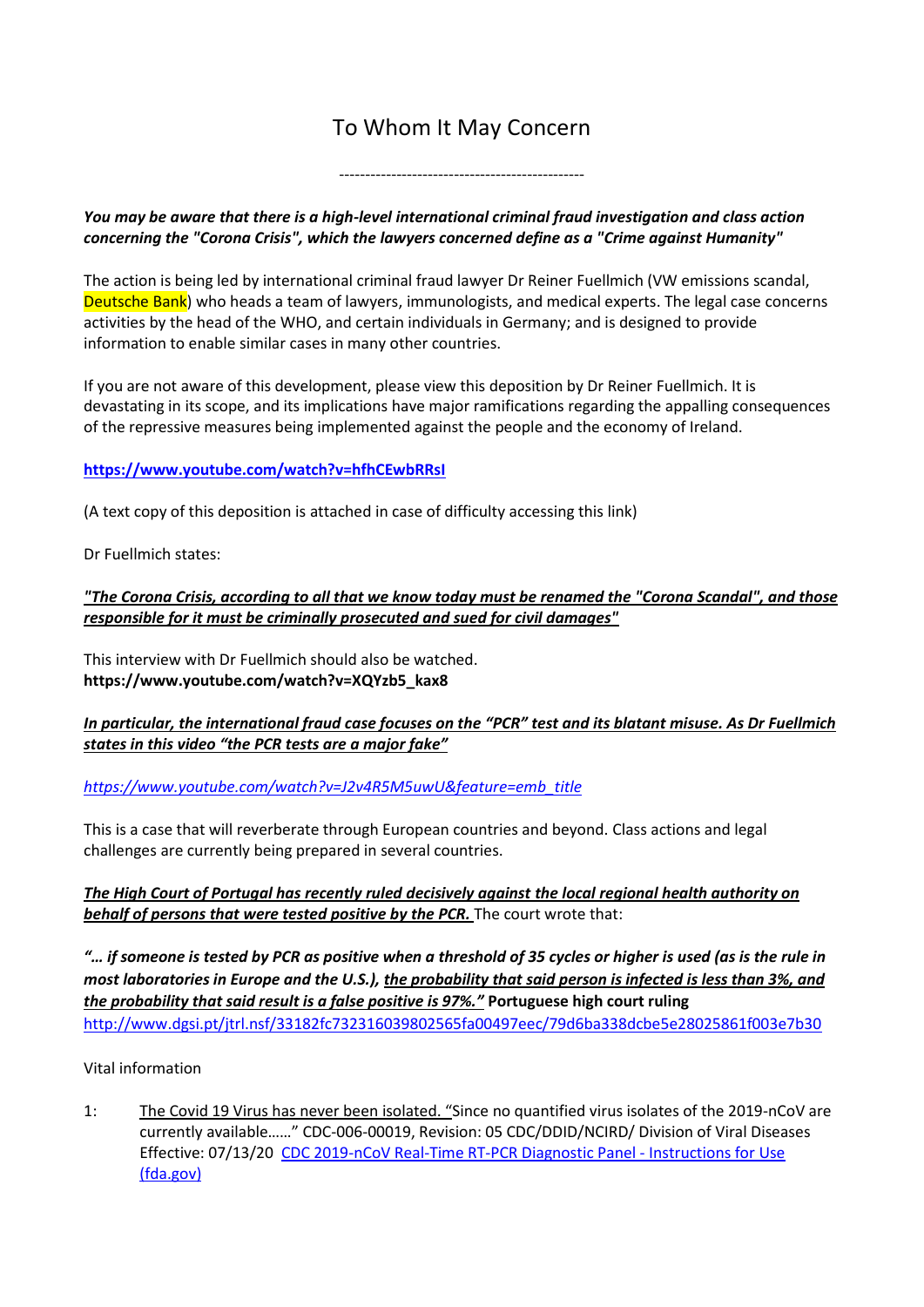# To Whom It May Concern

-----------------------------------------------

***You may be aware that there is a high-level international criminal fraud investigation and class action concerning the "Corona Crisis", which the lawyers concerned define as a "Crime against Humanity"***

The action is being led by international criminal fraud lawyer Dr Reiner Fuellmich (VW emissions scandal, Deutsche Bank) who heads a team of lawyers, immunologists, and medical experts. The legal case concerns activities by the head of the WHO, and certain individuals in Germany; and is designed to provide information to enable similar cases in many other countries.

If you are not aware of this development, please view this deposition by Dr Reiner Fuellmich. It is devastating in its scope, and its implications have major ramifications regarding the appalling consequences of the repressive measures being implemented against the people and the economy of Ireland.

**https://www.youtube.com/watch?v=hfhCEwbRRsI**

(A text copy of this deposition is attached in case of difficulty accessing this link)

Dr Fuellmich states:

***"The Corona Crisis, according to all that we know today must be renamed the "Corona Scandal", and those responsible for it must be criminally prosecuted and sued for civil damages"***

This interview with Dr Fuellmich should also be watched.
**https://www.youtube.com/watch?v=XQYzb5_kax8**

***In particular, the international fraud case focuses on the "PCR" test and its blatant misuse. As Dr Fuellmich states in this video "the PCR tests are a major fake"***

*https://www.youtube.com/watch?v=J2v4R5M5uwU&feature=emb_title*

This is a case that will reverberate through European countries and beyond. Class actions and legal challenges are currently being prepared in several countries.

***The High Court of Portugal has recently ruled decisively against the local regional health authority on behalf of persons that were tested positive by the PCR.*** The court wrote that:

***"… if someone is tested by PCR as positive when a threshold of 35 cycles or higher is used (as is the rule in most laboratories in Europe and the U.S.), the probability that said person is infected is less than 3%, and the probability that said result is a false positive is 97%."*** **Portuguese high court ruling**
http://www.dgsi.pt/jtrl.nsf/33182fc732316039802565fa00497eec/79d6ba338dcbe5e28025861f003e7b30

Vital information

1: The Covid 19 Virus has never been isolated. "Since no quantified virus isolates of the 2019-nCoV are currently available……" CDC-006-00019, Revision: 05 CDC/DDID/NCIRD/ Division of Viral Diseases Effective: 07/13/20 CDC 2019-nCoV Real-Time RT-PCR Diagnostic Panel - Instructions for Use (fda.gov)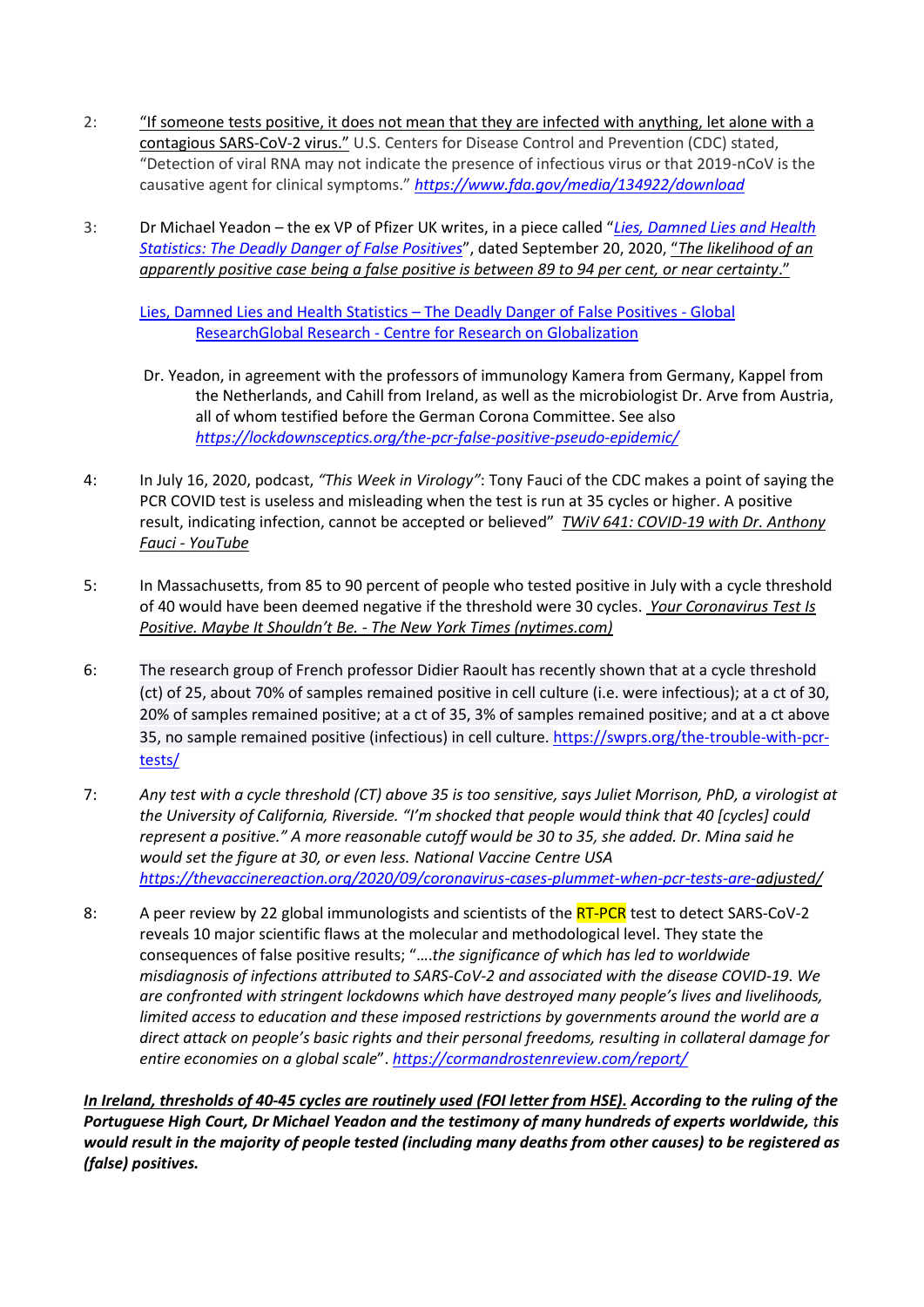2: <u>"If someone tests positive, it does not mean that they are infected with anything, let alone with a contagious SARS-CoV-2 virus."</u> U.S. Centers for Disease Control and Prevention (CDC) stated, "Detection of viral RNA may not indicate the presence of infectious virus or that 2019-nCoV is the causative agent for clinical symptoms." ***https://www.fda.gov/media/134922/download***

3: Dr Michael Yeadon – the ex VP of Pfizer UK writes, in a piece called "*Lies, Damned Lies and Health Statistics: The Deadly Danger of False Positives*", dated September 20, 2020, "*<u>The likelihood of an apparently positive case being a false positive is between 89 to 94 per cent, or near certainty</u>*."

<u>Lies, Damned Lies and Health Statistics – The Deadly Danger of False Positives - Global ResearchGlobal Research - Centre for Research on Globalization</u>

Dr. Yeadon, in agreement with the professors of immunology Kamera from Germany, Kappel from the Netherlands, and Cahill from Ireland, as well as the microbiologist Dr. Arve from Austria, all of whom testified before the German Corona Committee. See also *https://lockdownsceptics.org/the-pcr-false-positive-pseudo-epidemic/*

4: In July 16, 2020, podcast, *"This Week in Virology"*: Tony Fauci of the CDC makes a point of saying the PCR COVID test is useless and misleading when the test is run at 35 cycles or higher. A positive result, indicating infection, cannot be accepted or believed" *<u>TWiV 641: COVID-19 with Dr. Anthony Fauci - YouTube</u>*

5: In Massachusetts, from 85 to 90 percent of people who tested positive in July with a cycle threshold of 40 would have been deemed negative if the threshold were 30 cycles. *<u>Your Coronavirus Test Is Positive. Maybe It Shouldn't Be. - The New York Times (nytimes.com)</u>*

6: The research group of French professor Didier Raoult has recently shown that at a cycle threshold (ct) of 25, about 70% of samples remained positive in cell culture (i.e. were infectious); at a ct of 30, 20% of samples remained positive; at a ct of 35, 3% of samples remained positive; and at a ct above 35, no sample remained positive (infectious) in cell culture. https://swprs.org/the-trouble-with-pcr-tests/

7: *Any test with a cycle threshold (CT) above 35 is too sensitive, says Juliet Morrison, PhD, a virologist at the University of California, Riverside. "I'm shocked that people would think that 40 [cycles] could represent a positive." A more reasonable cutoff would be 30 to 35, she added. Dr. Mina said he would set the figure at 30, or even less. National Vaccine Centre USA https://thevaccinereaction.org/2020/09/coronavirus-cases-plummet-when-pcr-tests-are-adjusted/*

8: A peer review by 22 global immunologists and scientists of the RT-PCR test to detect SARS-CoV-2 reveals 10 major scientific flaws at the molecular and methodological level. They state the consequences of false positive results; "*….the significance of which has led to worldwide misdiagnosis of infections attributed to SARS-CoV-2 and associated with the disease COVID-19. We are confronted with stringent lockdowns which have destroyed many people's lives and livelihoods, limited access to education and these imposed restrictions by governments around the world are a direct attack on people's basic rights and their personal freedoms, resulting in collateral damage for entire economies on a global scale*". *https://cormandrostenreview.com/report/*

***<u>In Ireland, thresholds of 40-45 cycles are routinely used (FOI letter from HSE).</u> According to the ruling of the Portuguese High Court, Dr Michael Yeadon and the testimony of many hundreds of experts worldwide, this would result in the majority of people tested (including many deaths from other causes) to be registered as (false) positives.***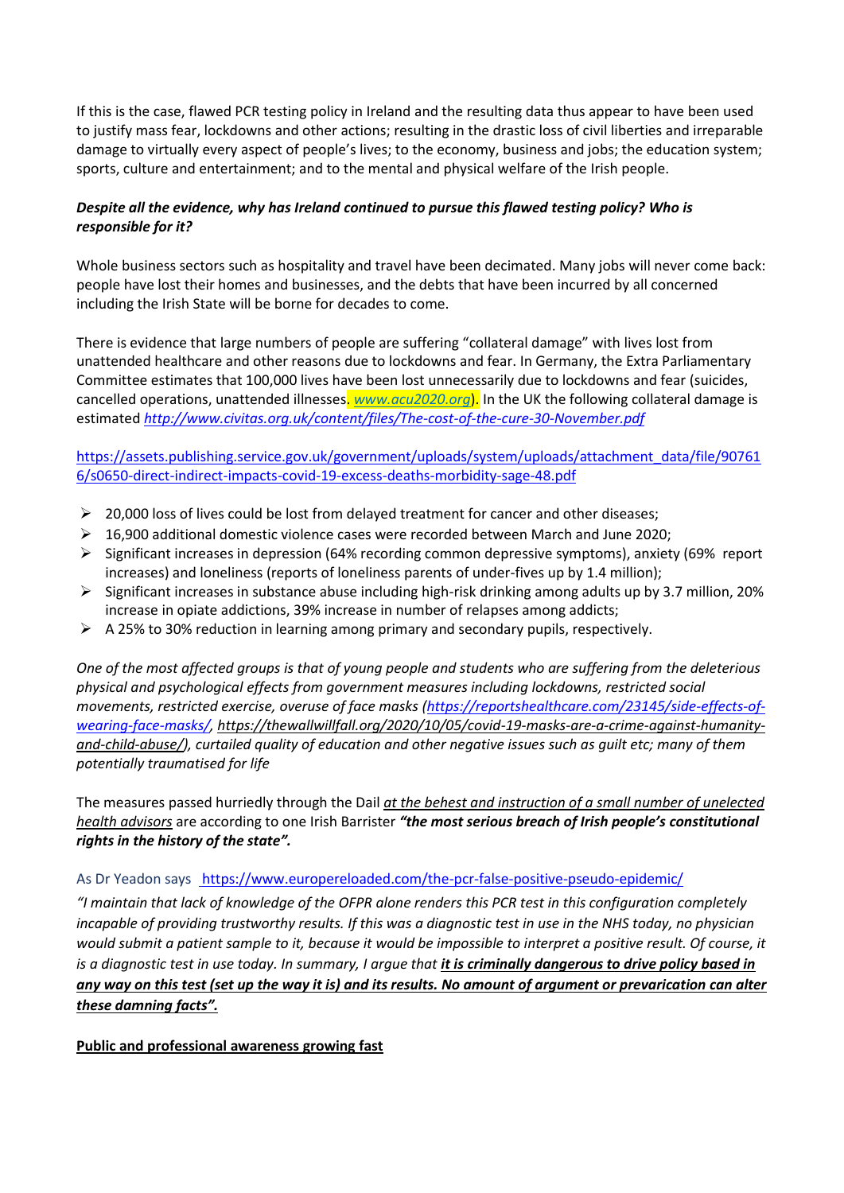If this is the case, flawed PCR testing policy in Ireland and the resulting data thus appear to have been used to justify mass fear, lockdowns and other actions; resulting in the drastic loss of civil liberties and irreparable damage to virtually every aspect of people's lives; to the economy, business and jobs; the education system; sports, culture and entertainment; and to the mental and physical welfare of the Irish people.

***Despite all the evidence, why has Ireland continued to pursue this flawed testing policy? Who is responsible for it?***

Whole business sectors such as hospitality and travel have been decimated. Many jobs will never come back: people have lost their homes and businesses, and the debts that have been incurred by all concerned including the Irish State will be borne for decades to come.

There is evidence that large numbers of people are suffering "collateral damage" with lives lost from unattended healthcare and other reasons due to lockdowns and fear. In Germany, the Extra Parliamentary Committee estimates that 100,000 lives have been lost unnecessarily due to lockdowns and fear (suicides, cancelled operations, unattended illnesses. *www.acu2020.org*). In the UK the following collateral damage is estimated *http://www.civitas.org.uk/content/files/The-cost-of-the-cure-30-November.pdf*

https://assets.publishing.service.gov.uk/government/uploads/system/uploads/attachment_data/file/907616/s0650-direct-indirect-impacts-covid-19-excess-deaths-morbidity-sage-48.pdf

- 20,000 loss of lives could be lost from delayed treatment for cancer and other diseases;
- 16,900 additional domestic violence cases were recorded between March and June 2020;
- Significant increases in depression (64% recording common depressive symptoms), anxiety (69% report increases) and loneliness (reports of loneliness parents of under-fives up by 1.4 million);
- Significant increases in substance abuse including high-risk drinking among adults up by 3.7 million, 20% increase in opiate addictions, 39% increase in number of relapses among addicts;
- A 25% to 30% reduction in learning among primary and secondary pupils, respectively.

*One of the most affected groups is that of young people and students who are suffering from the deleterious physical and psychological effects from government measures including lockdowns, restricted social movements, restricted exercise, overuse of face masks (https://reportshealthcare.com/23145/side-effects-of-wearing-face-masks/, https://thewallwillfall.org/2020/10/05/covid-19-masks-are-a-crime-against-humanity-and-child-abuse/), curtailed quality of education and other negative issues such as guilt etc; many of them potentially traumatised for life*

The measures passed hurriedly through the Dail *at the behest and instruction of a small number of unelected health advisors* are according to one Irish Barrister ***"the most serious breach of Irish people's constitutional rights in the history of the state".***

As Dr Yeadon says https://www.europereloaded.com/the-pcr-false-positive-pseudo-epidemic/

*"I maintain that lack of knowledge of the OFPR alone renders this PCR test in this configuration completely incapable of providing trustworthy results. If this was a diagnostic test in use in the NHS today, no physician would submit a patient sample to it, because it would be impossible to interpret a positive result. Of course, it is a diagnostic test in use today. In summary, I argue that* ***it is criminally dangerous to drive policy based in any way on this test (set up the way it is) and its results. No amount of argument or prevarication can alter these damning facts".***

**Public and professional awareness growing fast**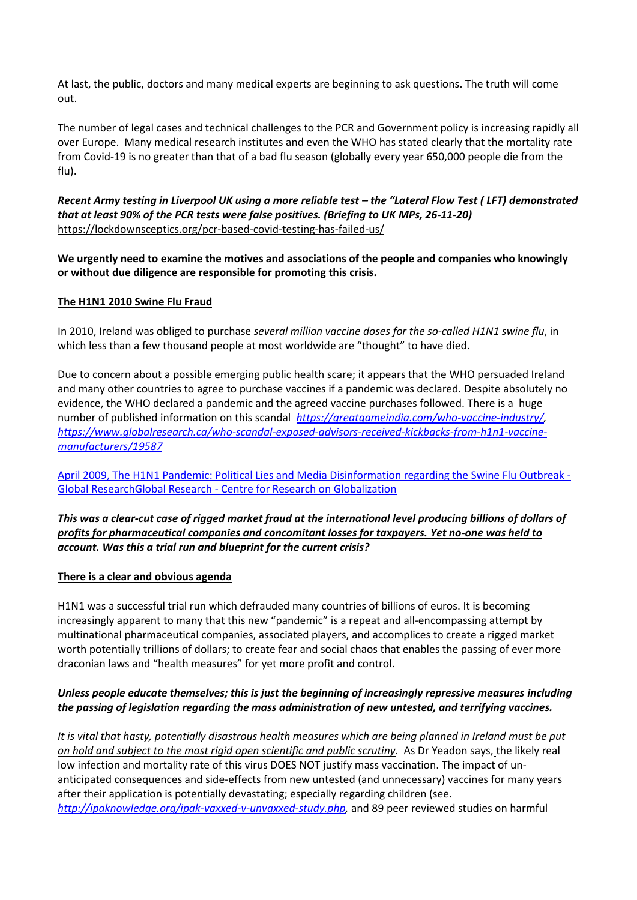At last, the public, doctors and many medical experts are beginning to ask questions. The truth will come out.

The number of legal cases and technical challenges to the PCR and Government policy is increasing rapidly all over Europe. Many medical research institutes and even the WHO has stated clearly that the mortality rate from Covid-19 is no greater than that of a bad flu season (globally every year 650,000 people die from the flu).

***Recent Army testing in Liverpool UK using a more reliable test – the "Lateral Flow Test ( LFT) demonstrated that at least 90% of the PCR tests were false positives. (Briefing to UK MPs, 26-11-20)***
https://lockdownsceptics.org/pcr-based-covid-testing-has-failed-us/

**We urgently need to examine the motives and associations of the people and companies who knowingly or without due diligence are responsible for promoting this crisis.**

**The H1N1 2010 Swine Flu Fraud**

In 2010, Ireland was obliged to purchase *several million vaccine doses for the so-called H1N1 swine flu*, in which less than a few thousand people at most worldwide are "thought" to have died.

Due to concern about a possible emerging public health scare; it appears that the WHO persuaded Ireland and many other countries to agree to purchase vaccines if a pandemic was declared. Despite absolutely no evidence, the WHO declared a pandemic and the agreed vaccine purchases followed. There is a huge number of published information on this scandal *https://greatgameindia.com/who-vaccine-industry/*, *https://www.globalresearch.ca/who-scandal-exposed-advisors-received-kickbacks-from-h1n1-vaccine-manufacturers/19587*

April 2009, The H1N1 Pandemic: Political Lies and Media Disinformation regarding the Swine Flu Outbreak - Global ResearchGlobal Research - Centre for Research on Globalization

***This was a clear-cut case of rigged market fraud at the international level producing billions of dollars of profits for pharmaceutical companies and concomitant losses for taxpayers. Yet no-one was held to account. Was this a trial run and blueprint for the current crisis?***

**There is a clear and obvious agenda**

H1N1 was a successful trial run which defrauded many countries of billions of euros. It is becoming increasingly apparent to many that this new "pandemic" is a repeat and all-encompassing attempt by multinational pharmaceutical companies, associated players, and accomplices to create a rigged market worth potentially trillions of dollars; to create fear and social chaos that enables the passing of ever more draconian laws and "health measures" for yet more profit and control.

***Unless people educate themselves; this is just the beginning of increasingly repressive measures including the passing of legislation regarding the mass administration of new untested, and terrifying vaccines.***

*It is vital that hasty, potentially disastrous health measures which are being planned in Ireland must be put on hold and subject to the most rigid open scientific and public scrutiny*. As Dr Yeadon says, the likely real low infection and mortality rate of this virus DOES NOT justify mass vaccination. The impact of un-anticipated consequences and side-effects from new untested (and unnecessary) vaccines for many years after their application is potentially devastating; especially regarding children (see. *http://ipaknowledge.org/ipak-vaxxed-v-unvaxxed-study.php*, and 89 peer reviewed studies on harmful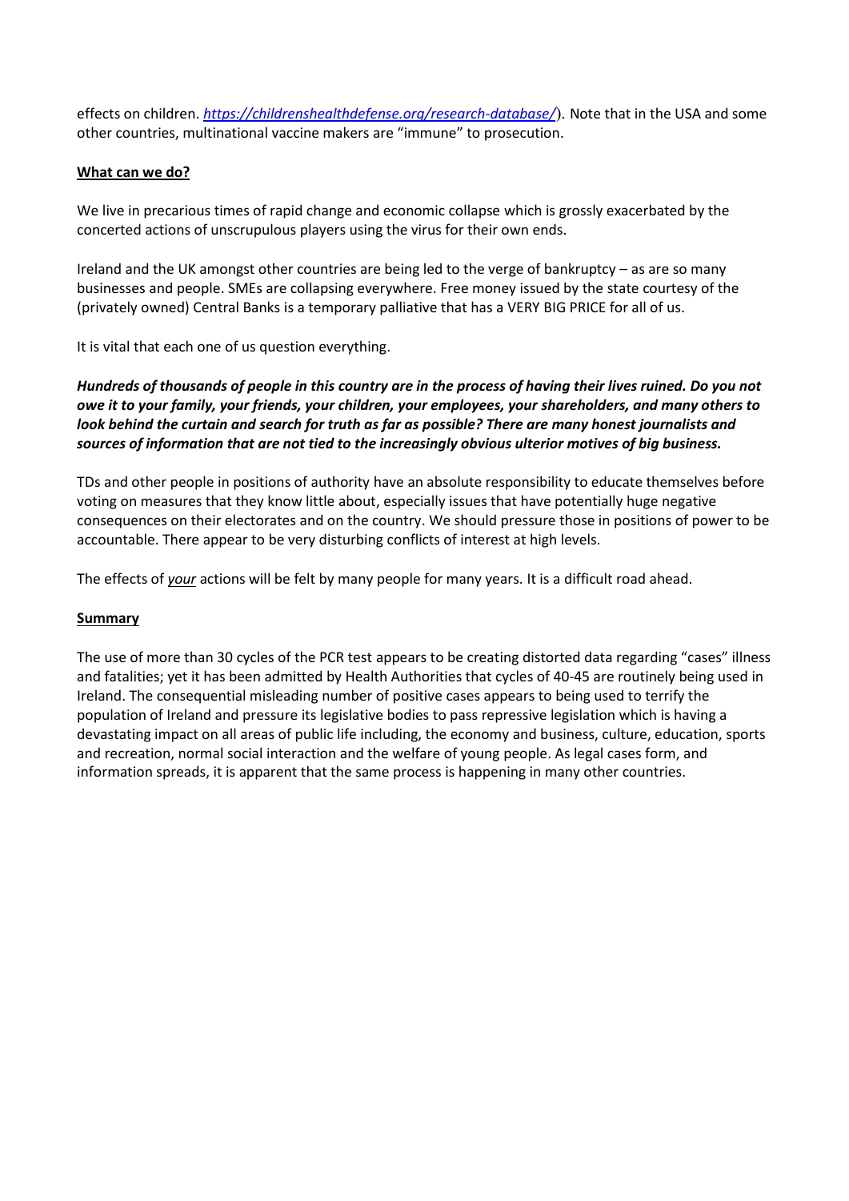effects on children. *https://childrenshealthdefense.org/research-database/*). Note that in the USA and some other countries, multinational vaccine makers are "immune" to prosecution.

**What can we do?**

We live in precarious times of rapid change and economic collapse which is grossly exacerbated by the concerted actions of unscrupulous players using the virus for their own ends.

Ireland and the UK amongst other countries are being led to the verge of bankruptcy – as are so many businesses and people. SMEs are collapsing everywhere. Free money issued by the state courtesy of the (privately owned) Central Banks is a temporary palliative that has a VERY BIG PRICE for all of us.

It is vital that each one of us question everything.

***Hundreds of thousands of people in this country are in the process of having their lives ruined. Do you not owe it to your family, your friends, your children, your employees, your shareholders, and many others to look behind the curtain and search for truth as far as possible? There are many honest journalists and sources of information that are not tied to the increasingly obvious ulterior motives of big business.***

TDs and other people in positions of authority have an absolute responsibility to educate themselves before voting on measures that they know little about, especially issues that have potentially huge negative consequences on their electorates and on the country. We should pressure those in positions of power to be accountable. There appear to be very disturbing conflicts of interest at high levels.

The effects of ***your*** actions will be felt by many people for many years. It is a difficult road ahead.

**Summary**

The use of more than 30 cycles of the PCR test appears to be creating distorted data regarding "cases" illness and fatalities; yet it has been admitted by Health Authorities that cycles of 40-45 are routinely being used in Ireland. The consequential misleading number of positive cases appears to being used to terrify the population of Ireland and pressure its legislative bodies to pass repressive legislation which is having a devastating impact on all areas of public life including, the economy and business, culture, education, sports and recreation, normal social interaction and the welfare of young people. As legal cases form, and information spreads, it is apparent that the same process is happening in many other countries.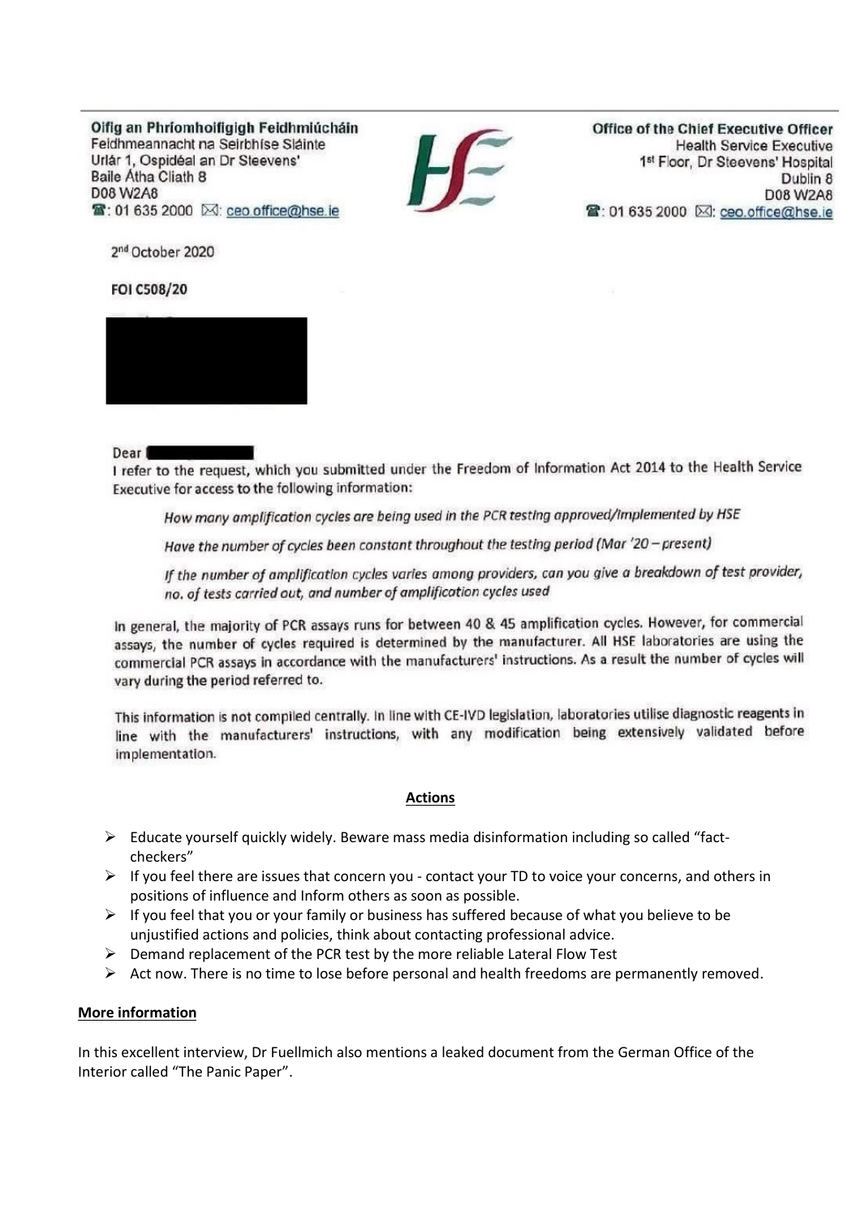Oifig an Phríomhoifigigh Feidhmiúcháin
Feidhmeannacht na Seirbhíse Sláinte
Urlár 1, Ospidéal an Dr Steevens'
Baile Átha Cliath 8
D08 W2A8
☎: 01 635 2000 ✉: ceo.office@hse.ie

Office of the Chief Executive Officer
Health Service Executive
1st Floor, Dr Steevens' Hospital
Dublin 8
D08 W2A8
☎: 01 635 2000 ✉: ceo.office@hse.ie

2nd October 2020

**FOI C508/20**

Dear

I refer to the request, which you submitted under the Freedom of Information Act 2014 to the Health Service Executive for access to the following information:

> *How many amplification cycles are being used in the PCR testing approved/implemented by HSE*
>
> *Have the number of cycles been constant throughout the testing period (Mar '20 – present)*
>
> *If the number of amplification cycles varies among providers, can you give a breakdown of test provider, no. of tests carried out, and number of amplification cycles used*

In general, the majority of PCR assays runs for between 40 & 45 amplification cycles. However, for commercial assays, the number of cycles required is determined by the manufacturer. All HSE laboratories are using the commercial PCR assays in accordance with the manufacturers' instructions. As a result the number of cycles will vary during the period referred to.

This information is not compiled centrally. In line with CE-IVD legislation, laboratories utilise diagnostic reagents in line with the manufacturers' instructions, with any modification being extensively validated before implementation.

## Actions

- Educate yourself quickly widely. Beware mass media disinformation including so called "fact-checkers"
- If you feel there are issues that concern you - contact your TD to voice your concerns, and others in positions of influence and Inform others as soon as possible.
- If you feel that you or your family or business has suffered because of what you believe to be unjustified actions and policies, think about contacting professional advice.
- Demand replacement of the PCR test by the more reliable Lateral Flow Test
- Act now. There is no time to lose before personal and health freedoms are permanently removed.

## More information

In this excellent interview, Dr Fuellmich also mentions a leaked document from the German Office of the Interior called "The Panic Paper".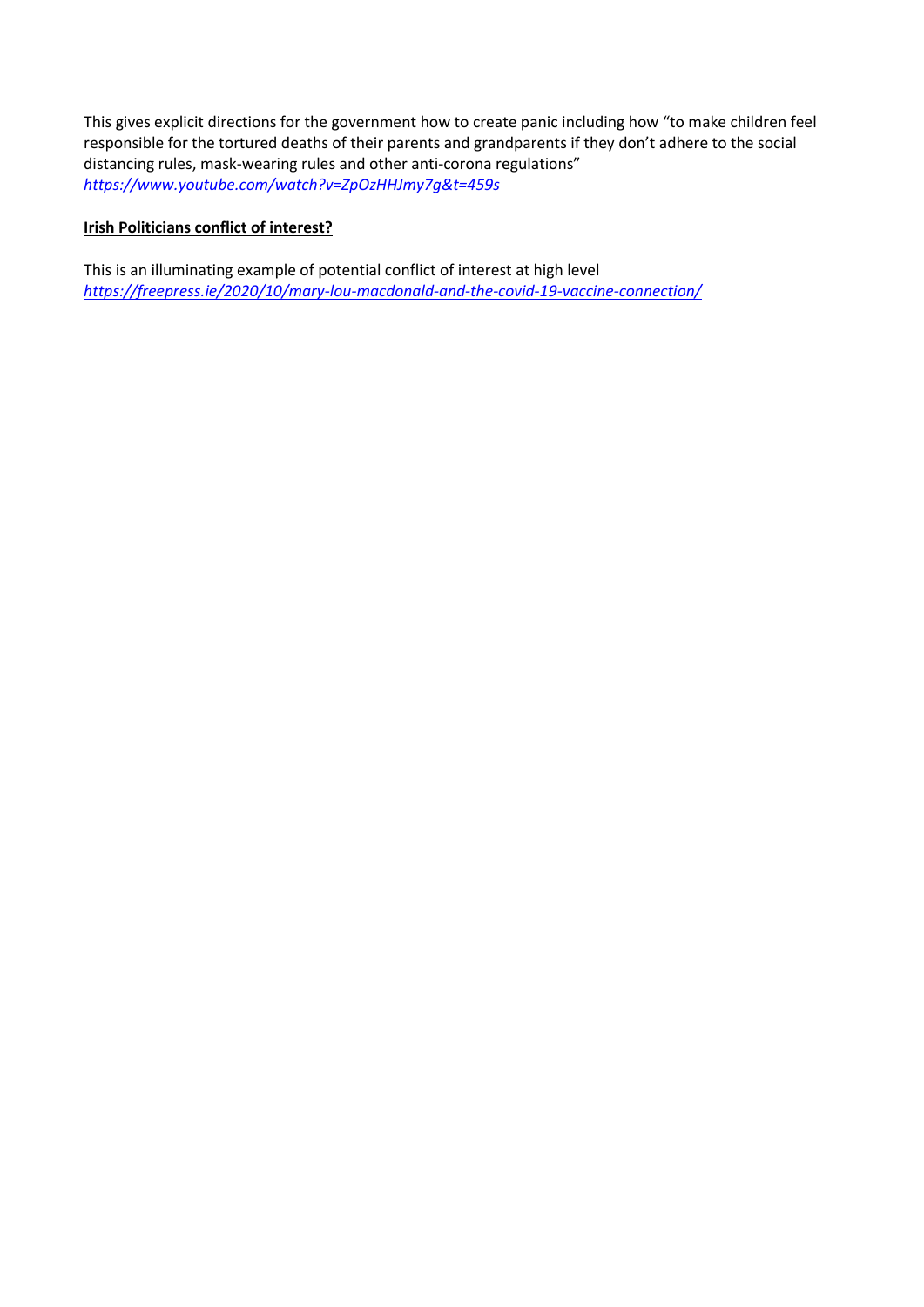This gives explicit directions for the government how to create panic including how "to make children feel responsible for the tortured deaths of their parents and grandparents if they don't adhere to the social distancing rules, mask-wearing rules and other anti-corona regulations"
*https://www.youtube.com/watch?v=ZpOzHHJmy7g&t=459s*

**Irish Politicians conflict of interest?**

This is an illuminating example of potential conflict of interest at high level
*https://freepress.ie/2020/10/mary-lou-macdonald-and-the-covid-19-vaccine-connection/*